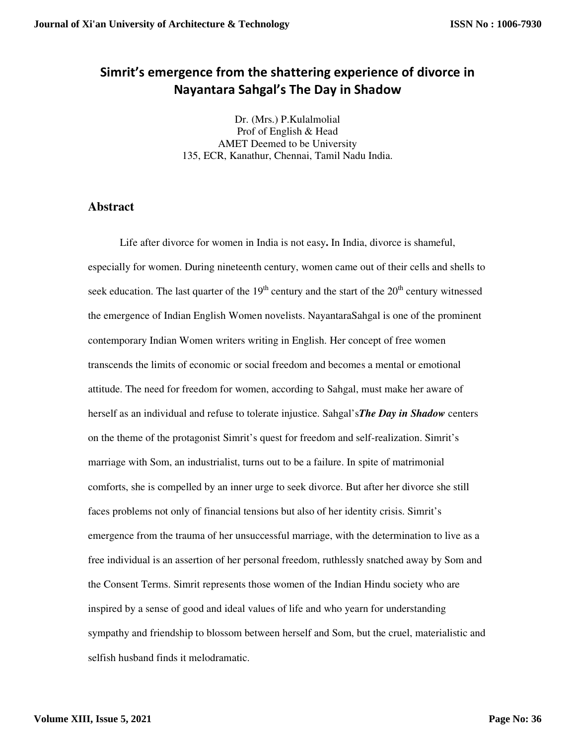# Simrit's emergence from the shattering experience of divorce in Nayantara Sahgal's The Day in Shadow

Dr. (Mrs.) P.Kulalmolial  
Prof of English & Head  
AMET Deemed to be University  
135, ECR, Kanathur, Chennai, Tamil Nadu India.

## Abstract

Life after divorce for women in India is not easy**.** In India, divorce is shameful, especially for women. During nineteenth century, women came out of their cells and shells to seek education. The last quarter of the 19th century and the start of the 20th century witnessed the emergence of Indian English Women novelists. NayantaraSahgal is one of the prominent contemporary Indian Women writers writing in English. Her concept of free women transcends the limits of economic or social freedom and becomes a mental or emotional attitude. The need for freedom for women, according to Sahgal, must make her aware of herself as an individual and refuse to tolerate injustice. Sahgal's***The Day in Shadow*** centers on the theme of the protagonist Simrit's quest for freedom and self-realization. Simrit's marriage with Som, an industrialist, turns out to be a failure. In spite of matrimonial comforts, she is compelled by an inner urge to seek divorce. But after her divorce she still faces problems not only of financial tensions but also of her identity crisis. Simrit's emergence from the trauma of her unsuccessful marriage, with the determination to live as a free individual is an assertion of her personal freedom, ruthlessly snatched away by Som and the Consent Terms. Simrit represents those women of the Indian Hindu society who are inspired by a sense of good and ideal values of life and who yearn for understanding sympathy and friendship to blossom between herself and Som, but the cruel, materialistic and selfish husband finds it melodramatic.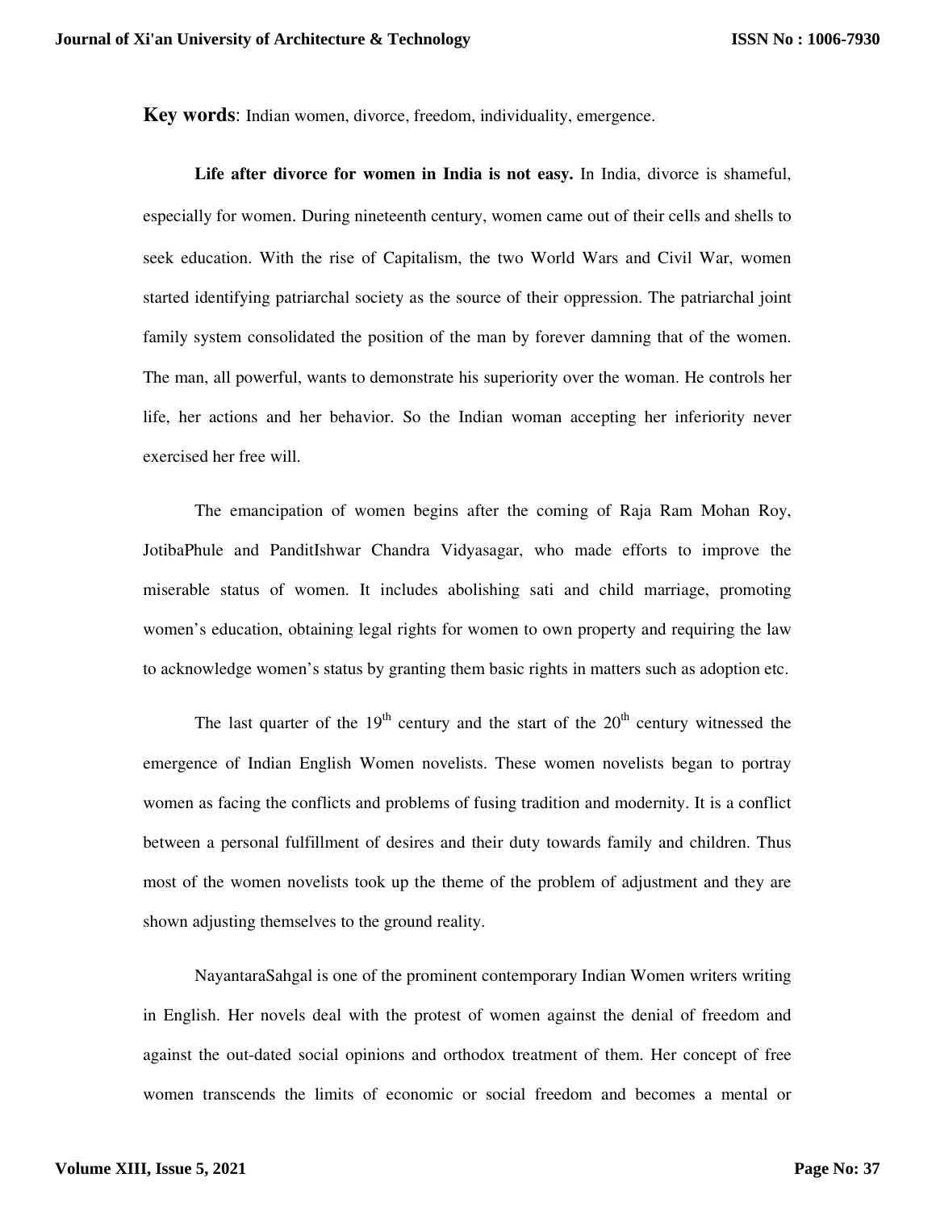**Key words**: Indian women, divorce, freedom, individuality, emergence.

**Life after divorce for women in India is not easy.** In India, divorce is shameful, especially for women. During nineteenth century, women came out of their cells and shells to seek education. With the rise of Capitalism, the two World Wars and Civil War, women started identifying patriarchal society as the source of their oppression. The patriarchal joint family system consolidated the position of the man by forever damning that of the women. The man, all powerful, wants to demonstrate his superiority over the woman. He controls her life, her actions and her behavior. So the Indian woman accepting her inferiority never exercised her free will.

The emancipation of women begins after the coming of Raja Ram Mohan Roy, JotibaPhule and PanditIshwar Chandra Vidyasagar, who made efforts to improve the miserable status of women. It includes abolishing sati and child marriage, promoting women's education, obtaining legal rights for women to own property and requiring the law to acknowledge women's status by granting them basic rights in matters such as adoption etc.

The last quarter of the 19th century and the start of the 20th century witnessed the emergence of Indian English Women novelists. These women novelists began to portray women as facing the conflicts and problems of fusing tradition and modernity. It is a conflict between a personal fulfillment of desires and their duty towards family and children. Thus most of the women novelists took up the theme of the problem of adjustment and they are shown adjusting themselves to the ground reality.

NayantaraSahgal is one of the prominent contemporary Indian Women writers writing in English. Her novels deal with the protest of women against the denial of freedom and against the out-dated social opinions and orthodox treatment of them. Her concept of free women transcends the limits of economic or social freedom and becomes a mental or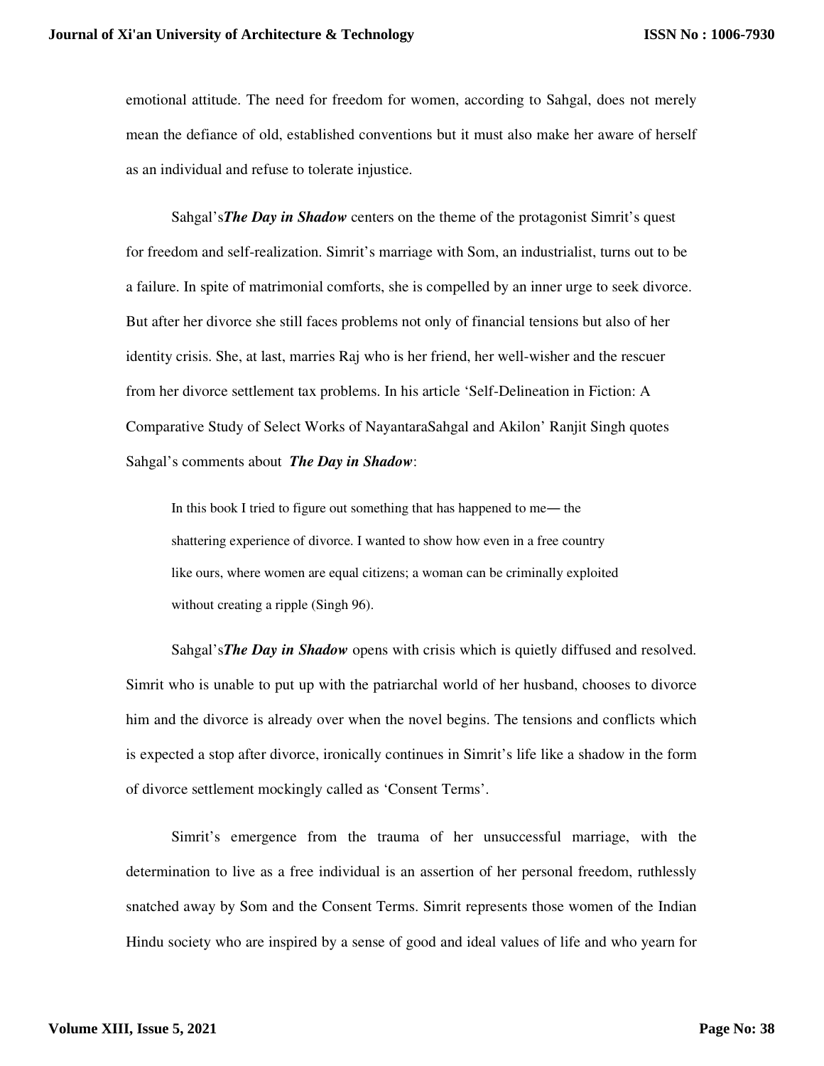emotional attitude. The need for freedom for women, according to Sahgal, does not merely mean the defiance of old, established conventions but it must also make her aware of herself as an individual and refuse to tolerate injustice.

Sahgal's***The Day in Shadow*** centers on the theme of the protagonist Simrit's quest for freedom and self-realization. Simrit's marriage with Som, an industrialist, turns out to be a failure. In spite of matrimonial comforts, she is compelled by an inner urge to seek divorce. But after her divorce she still faces problems not only of financial tensions but also of her identity crisis. She, at last, marries Raj who is her friend, her well-wisher and the rescuer from her divorce settlement tax problems. In his article 'Self-Delineation in Fiction: A Comparative Study of Select Works of NayantaraSahgal and Akilon' Ranjit Singh quotes Sahgal's comments about ***The Day in Shadow***:

> In this book I tried to figure out something that has happened to me— the shattering experience of divorce. I wanted to show how even in a free country like ours, where women are equal citizens; a woman can be criminally exploited without creating a ripple (Singh 96).

Sahgal's***The Day in Shadow*** opens with crisis which is quietly diffused and resolved. Simrit who is unable to put up with the patriarchal world of her husband, chooses to divorce him and the divorce is already over when the novel begins. The tensions and conflicts which is expected a stop after divorce, ironically continues in Simrit's life like a shadow in the form of divorce settlement mockingly called as 'Consent Terms'.

Simrit's emergence from the trauma of her unsuccessful marriage, with the determination to live as a free individual is an assertion of her personal freedom, ruthlessly snatched away by Som and the Consent Terms. Simrit represents those women of the Indian Hindu society who are inspired by a sense of good and ideal values of life and who yearn for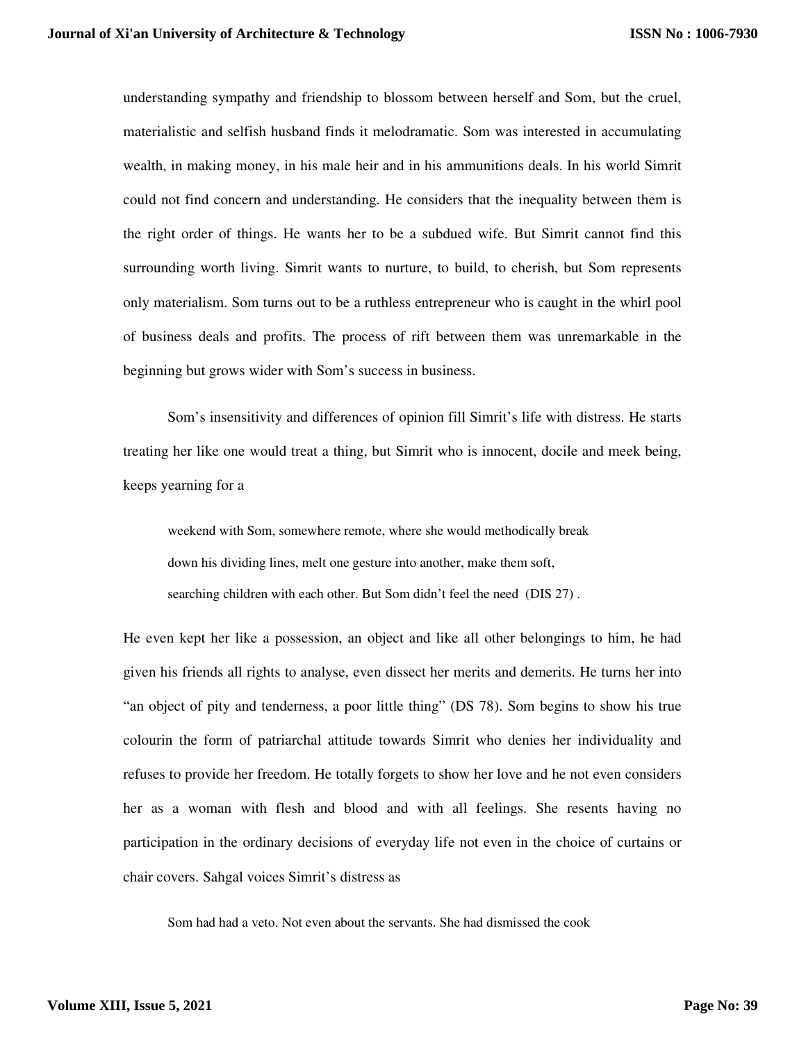understanding sympathy and friendship to blossom between herself and Som, but the cruel, materialistic and selfish husband finds it melodramatic. Som was interested in accumulating wealth, in making money, in his male heir and in his ammunitions deals. In his world Simrit could not find concern and understanding. He considers that the inequality between them is the right order of things. He wants her to be a subdued wife. But Simrit cannot find this surrounding worth living. Simrit wants to nurture, to build, to cherish, but Som represents only materialism. Som turns out to be a ruthless entrepreneur who is caught in the whirl pool of business deals and profits. The process of rift between them was unremarkable in the beginning but grows wider with Som's success in business.

Som's insensitivity and differences of opinion fill Simrit's life with distress. He starts treating her like one would treat a thing, but Simrit who is innocent, docile and meek being, keeps yearning for a

> weekend with Som, somewhere remote, where she would methodically break down his dividing lines, melt one gesture into another, make them soft, searching children with each other. But Som didn't feel the need (DIS 27) .

He even kept her like a possession, an object and like all other belongings to him, he had given his friends all rights to analyse, even dissect her merits and demerits. He turns her into "an object of pity and tenderness, a poor little thing" (DS 78). Som begins to show his true colourin the form of patriarchal attitude towards Simrit who denies her individuality and refuses to provide her freedom. He totally forgets to show her love and he not even considers her as a woman with flesh and blood and with all feelings. She resents having no participation in the ordinary decisions of everyday life not even in the choice of curtains or chair covers. Sahgal voices Simrit's distress as

> Som had had a veto. Not even about the servants. She had dismissed the cook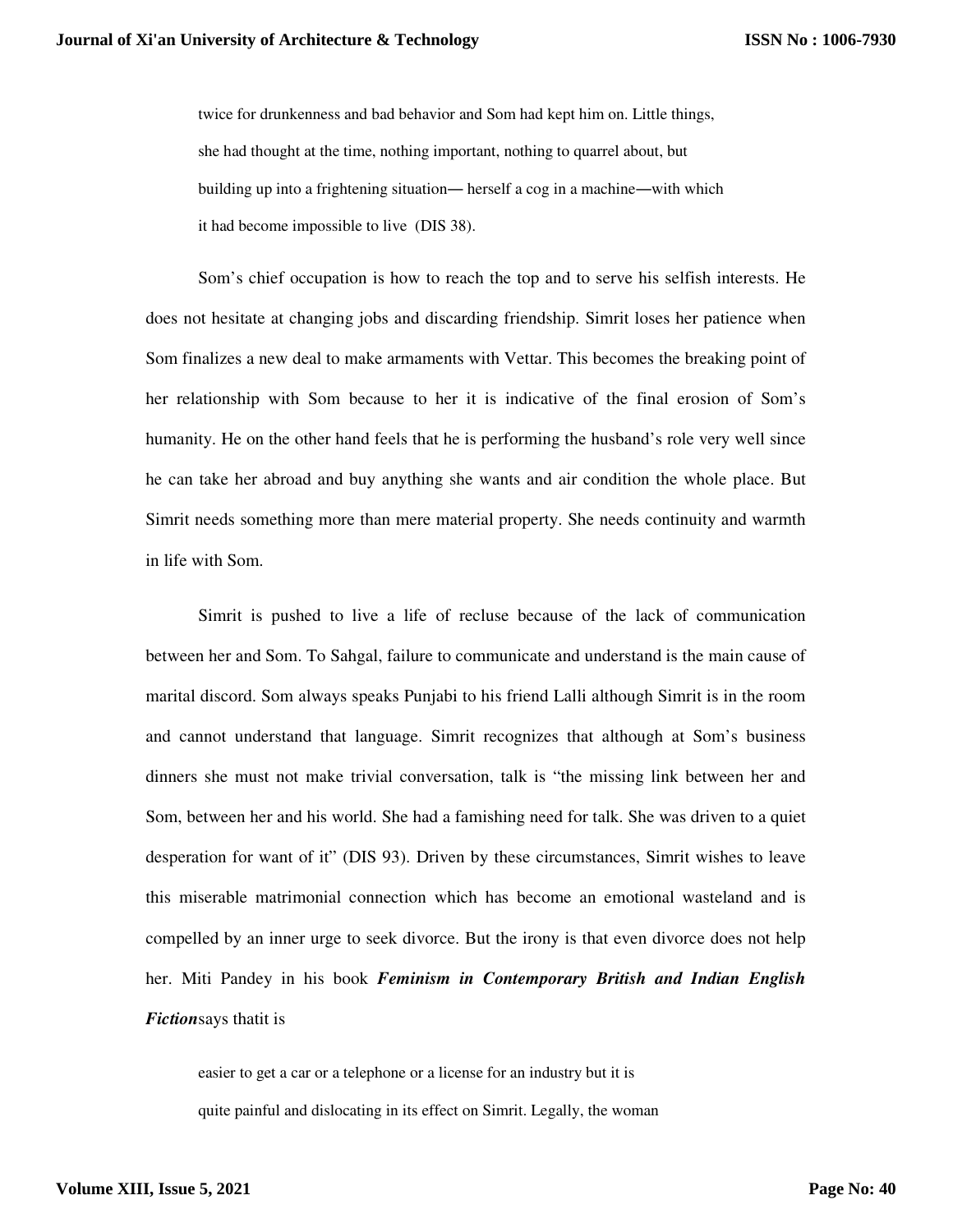> twice for drunkenness and bad behavior and Som had kept him on. Little things, she had thought at the time, nothing important, nothing to quarrel about, but building up into a frightening situation— herself a cog in a machine—with which it had become impossible to live (DIS 38).

Som's chief occupation is how to reach the top and to serve his selfish interests. He does not hesitate at changing jobs and discarding friendship. Simrit loses her patience when Som finalizes a new deal to make armaments with Vettar. This becomes the breaking point of her relationship with Som because to her it is indicative of the final erosion of Som's humanity. He on the other hand feels that he is performing the husband's role very well since he can take her abroad and buy anything she wants and air condition the whole place. But Simrit needs something more than mere material property. She needs continuity and warmth in life with Som.

Simrit is pushed to live a life of recluse because of the lack of communication between her and Som. To Sahgal, failure to communicate and understand is the main cause of marital discord. Som always speaks Punjabi to his friend Lalli although Simrit is in the room and cannot understand that language. Simrit recognizes that although at Som's business dinners she must not make trivial conversation, talk is "the missing link between her and Som, between her and his world. She had a famishing need for talk. She was driven to a quiet desperation for want of it" (DIS 93). Driven by these circumstances, Simrit wishes to leave this miserable matrimonial connection which has become an emotional wasteland and is compelled by an inner urge to seek divorce. But the irony is that even divorce does not help her. Miti Pandey in his book ***Feminism in Contemporary British and Indian English Fiction***says thatit is

> easier to get a car or a telephone or a license for an industry but it is quite painful and dislocating in its effect on Simrit. Legally, the woman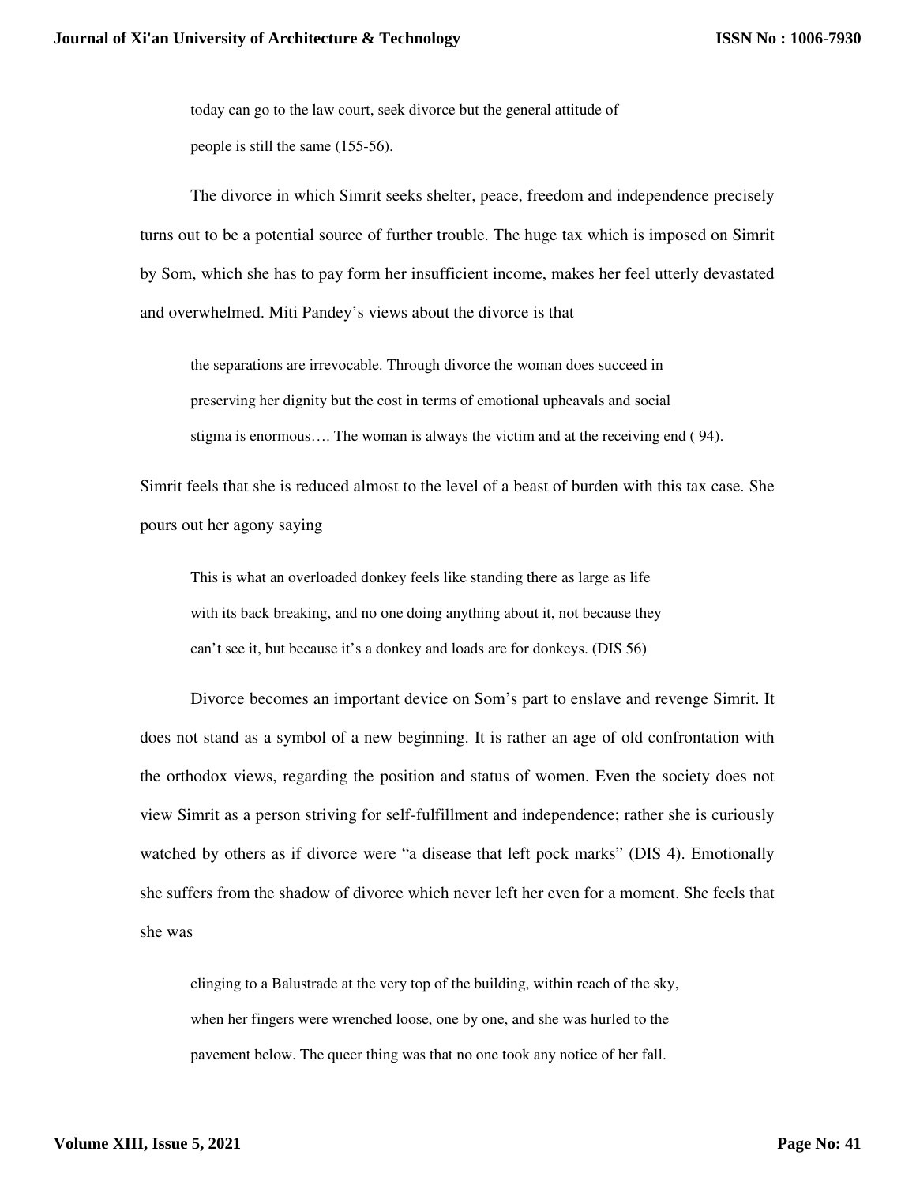> today can go to the law court, seek divorce but the general attitude of people is still the same (155-56).

The divorce in which Simrit seeks shelter, peace, freedom and independence precisely turns out to be a potential source of further trouble. The huge tax which is imposed on Simrit by Som, which she has to pay form her insufficient income, makes her feel utterly devastated and overwhelmed. Miti Pandey's views about the divorce is that

> the separations are irrevocable. Through divorce the woman does succeed in preserving her dignity but the cost in terms of emotional upheavals and social stigma is enormous…. The woman is always the victim and at the receiving end ( 94).

Simrit feels that she is reduced almost to the level of a beast of burden with this tax case. She pours out her agony saying

> This is what an overloaded donkey feels like standing there as large as life with its back breaking, and no one doing anything about it, not because they can't see it, but because it's a donkey and loads are for donkeys. (DIS 56)

Divorce becomes an important device on Som's part to enslave and revenge Simrit. It does not stand as a symbol of a new beginning. It is rather an age of old confrontation with the orthodox views, regarding the position and status of women. Even the society does not view Simrit as a person striving for self-fulfillment and independence; rather she is curiously watched by others as if divorce were "a disease that left pock marks" (DIS 4). Emotionally she suffers from the shadow of divorce which never left her even for a moment. She feels that she was

> clinging to a Balustrade at the very top of the building, within reach of the sky, when her fingers were wrenched loose, one by one, and she was hurled to the pavement below. The queer thing was that no one took any notice of her fall.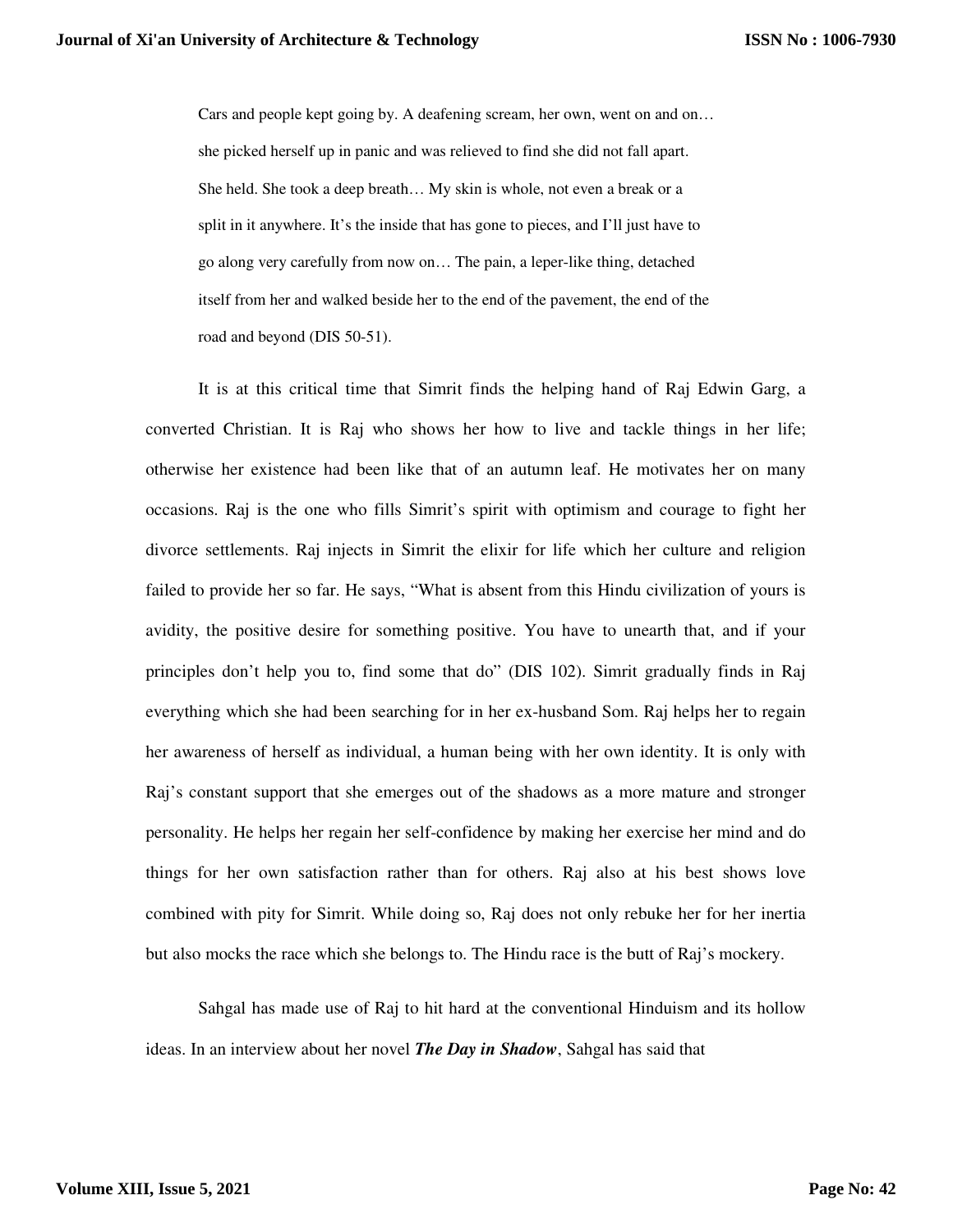> Cars and people kept going by. A deafening scream, her own, went on and on… she picked herself up in panic and was relieved to find she did not fall apart. She held. She took a deep breath… My skin is whole, not even a break or a split in it anywhere. It's the inside that has gone to pieces, and I'll just have to go along very carefully from now on… The pain, a leper-like thing, detached itself from her and walked beside her to the end of the pavement, the end of the road and beyond (DIS 50-51).

It is at this critical time that Simrit finds the helping hand of Raj Edwin Garg, a converted Christian. It is Raj who shows her how to live and tackle things in her life; otherwise her existence had been like that of an autumn leaf. He motivates her on many occasions. Raj is the one who fills Simrit's spirit with optimism and courage to fight her divorce settlements. Raj injects in Simrit the elixir for life which her culture and religion failed to provide her so far. He says, "What is absent from this Hindu civilization of yours is avidity, the positive desire for something positive. You have to unearth that, and if your principles don't help you to, find some that do" (DIS 102). Simrit gradually finds in Raj everything which she had been searching for in her ex-husband Som. Raj helps her to regain her awareness of herself as individual, a human being with her own identity. It is only with Raj's constant support that she emerges out of the shadows as a more mature and stronger personality. He helps her regain her self-confidence by making her exercise her mind and do things for her own satisfaction rather than for others. Raj also at his best shows love combined with pity for Simrit. While doing so, Raj does not only rebuke her for her inertia but also mocks the race which she belongs to. The Hindu race is the butt of Raj's mockery.

Sahgal has made use of Raj to hit hard at the conventional Hinduism and its hollow ideas. In an interview about her novel ***The Day in Shadow***, Sahgal has said that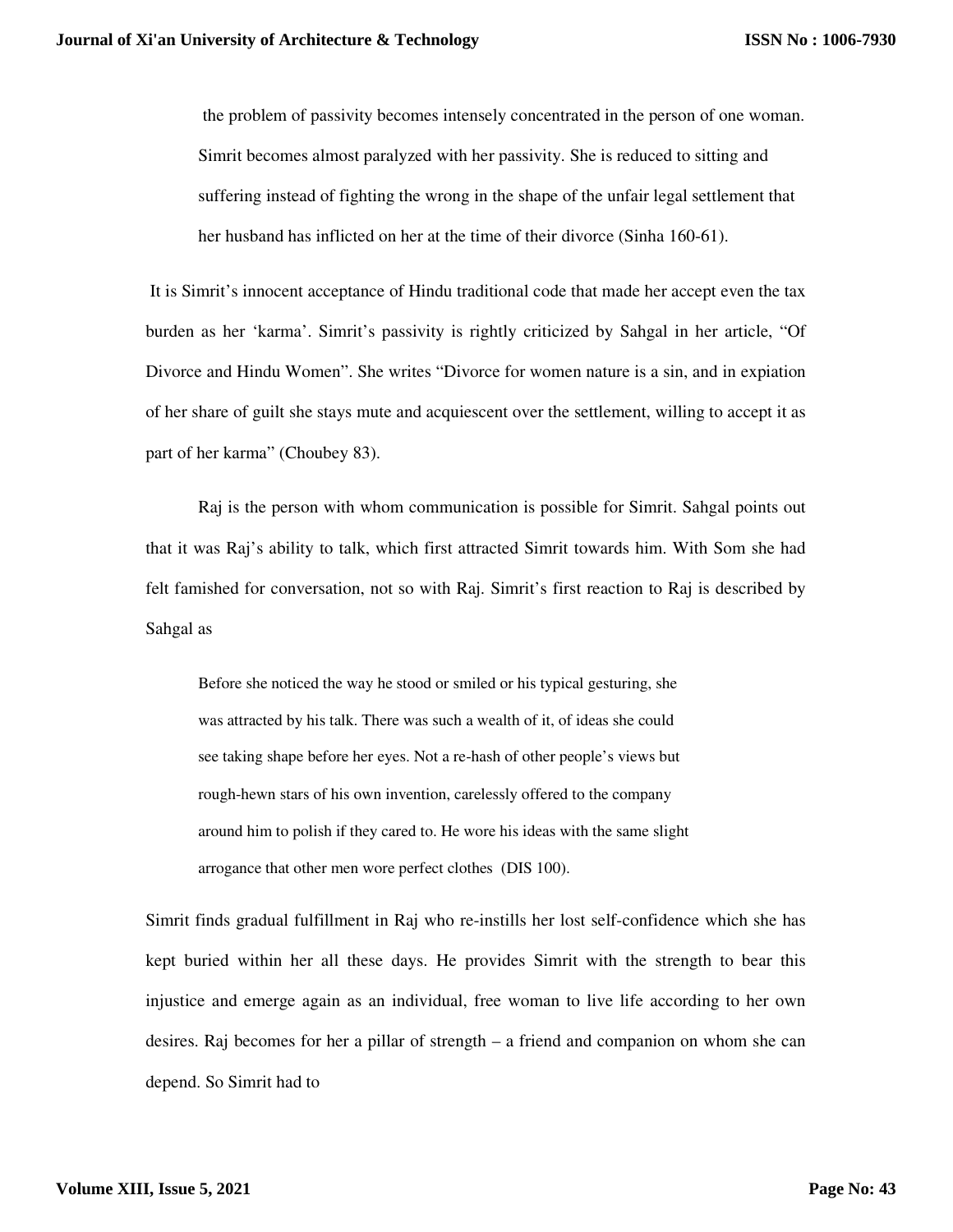> the problem of passivity becomes intensely concentrated in the person of one woman. Simrit becomes almost paralyzed with her passivity. She is reduced to sitting and suffering instead of fighting the wrong in the shape of the unfair legal settlement that her husband has inflicted on her at the time of their divorce (Sinha 160-61).

It is Simrit's innocent acceptance of Hindu traditional code that made her accept even the tax burden as her 'karma'. Simrit's passivity is rightly criticized by Sahgal in her article, "Of Divorce and Hindu Women". She writes "Divorce for women nature is a sin, and in expiation of her share of guilt she stays mute and acquiescent over the settlement, willing to accept it as part of her karma" (Choubey 83).

Raj is the person with whom communication is possible for Simrit. Sahgal points out that it was Raj's ability to talk, which first attracted Simrit towards him. With Som she had felt famished for conversation, not so with Raj. Simrit's first reaction to Raj is described by Sahgal as

> Before she noticed the way he stood or smiled or his typical gesturing, she was attracted by his talk. There was such a wealth of it, of ideas she could see taking shape before her eyes. Not a re-hash of other people's views but rough-hewn stars of his own invention, carelessly offered to the company around him to polish if they cared to. He wore his ideas with the same slight arrogance that other men wore perfect clothes (DIS 100).

Simrit finds gradual fulfillment in Raj who re-instills her lost self-confidence which she has kept buried within her all these days. He provides Simrit with the strength to bear this injustice and emerge again as an individual, free woman to live life according to her own desires. Raj becomes for her a pillar of strength – a friend and companion on whom she can depend. So Simrit had to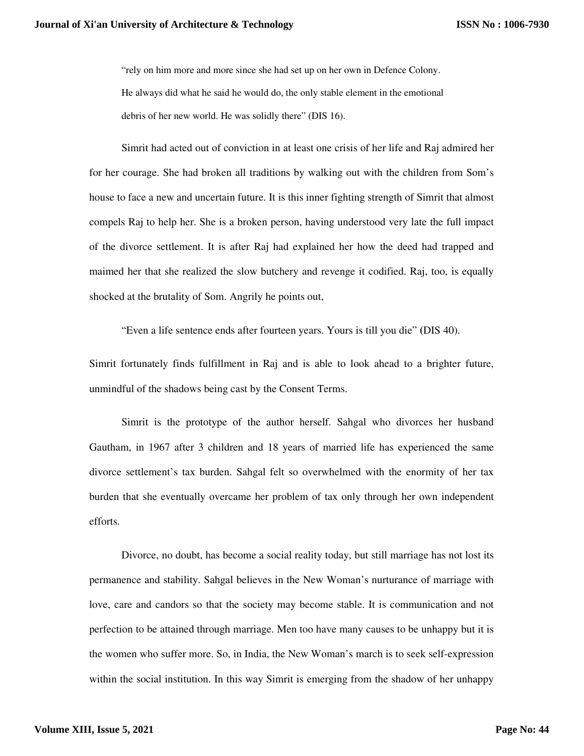"rely on him more and more since she had set up on her own in Defence Colony. He always did what he said he would do, the only stable element in the emotional debris of her new world. He was solidly there" (DIS 16).

Simrit had acted out of conviction in at least one crisis of her life and Raj admired her for her courage. She had broken all traditions by walking out with the children from Som's house to face a new and uncertain future. It is this inner fighting strength of Simrit that almost compels Raj to help her. She is a broken person, having understood very late the full impact of the divorce settlement. It is after Raj had explained her how the deed had trapped and maimed her that she realized the slow butchery and revenge it codified. Raj, too, is equally shocked at the brutality of Som. Angrily he points out,

"Even a life sentence ends after fourteen years. Yours is till you die" (DIS 40).

Simrit fortunately finds fulfillment in Raj and is able to look ahead to a brighter future, unmindful of the shadows being cast by the Consent Terms.

Simrit is the prototype of the author herself. Sahgal who divorces her husband Gautham, in 1967 after 3 children and 18 years of married life has experienced the same divorce settlement's tax burden. Sahgal felt so overwhelmed with the enormity of her tax burden that she eventually overcame her problem of tax only through her own independent efforts.

Divorce, no doubt, has become a social reality today, but still marriage has not lost its permanence and stability. Sahgal believes in the New Woman's nurturance of marriage with love, care and candors so that the society may become stable. It is communication and not perfection to be attained through marriage. Men too have many causes to be unhappy but it is the women who suffer more. So, in India, the New Woman's march is to seek self-expression within the social institution. In this way Simrit is emerging from the shadow of her unhappy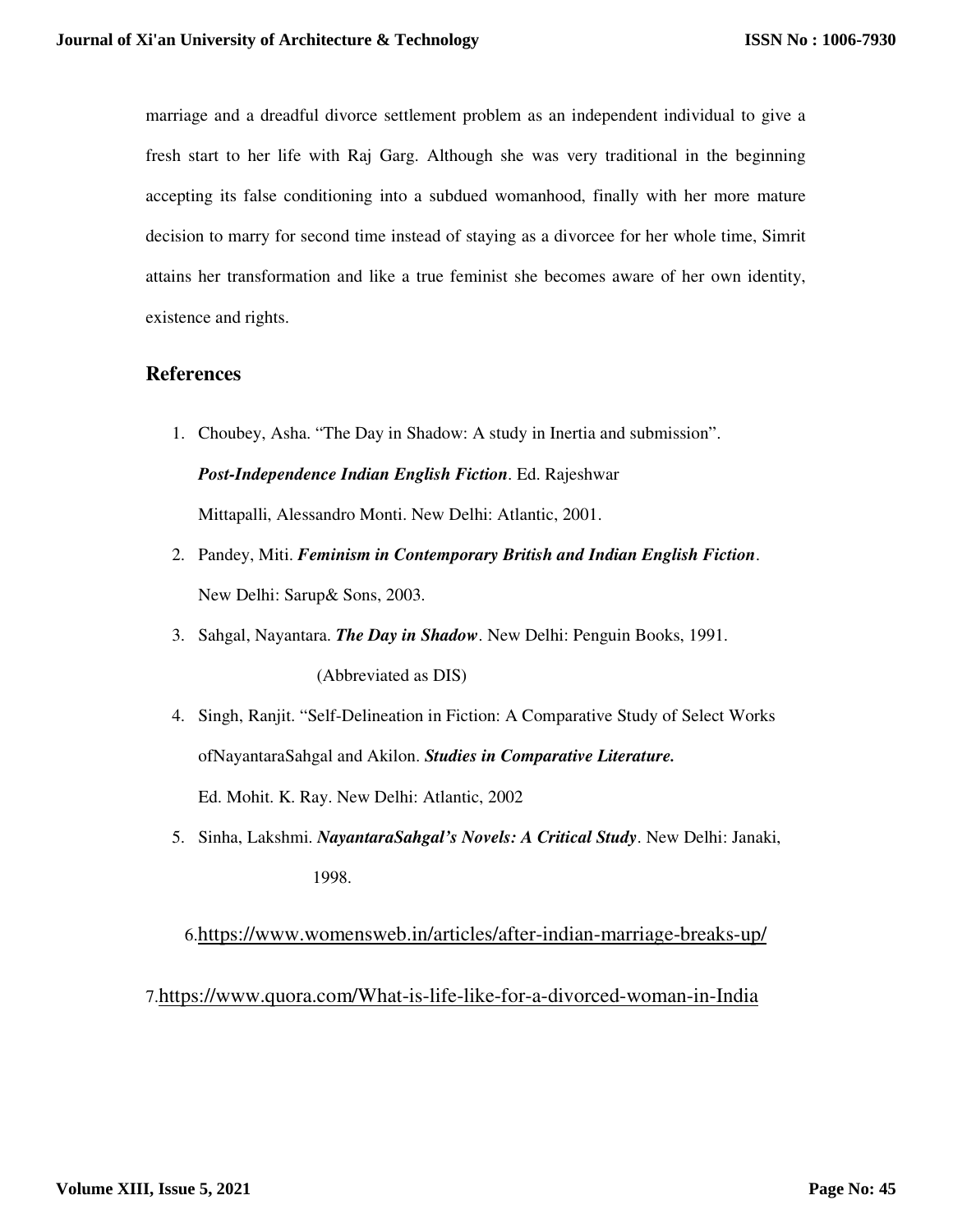marriage and a dreadful divorce settlement problem as an independent individual to give a fresh start to her life with Raj Garg. Although she was very traditional in the beginning accepting its false conditioning into a subdued womanhood, finally with her more mature decision to marry for second time instead of staying as a divorcee for her whole time, Simrit attains her transformation and like a true feminist she becomes aware of her own identity, existence and rights.

## References

1. Choubey, Asha. "The Day in Shadow: A study in Inertia and submission". ***Post-Independence Indian English Fiction***. Ed. Rajeshwar Mittapalli, Alessandro Monti. New Delhi: Atlantic, 2001.
2. Pandey, Miti. ***Feminism in Contemporary British and Indian English Fiction***. New Delhi: Sarup& Sons, 2003.
3. Sahgal, Nayantara. ***The Day in Shadow***. New Delhi: Penguin Books, 1991. (Abbreviated as DIS)
4. Singh, Ranjit. "Self-Delineation in Fiction: A Comparative Study of Select Works ofNayantaraSahgal and Akilon. ***Studies in Comparative Literature.*** Ed. Mohit. K. Ray. New Delhi: Atlantic, 2002
5. Sinha, Lakshmi. ***NayantaraSahgal's Novels: A Critical Study***. New Delhi: Janaki, 1998.

6.https://www.womensweb.in/articles/after-indian-marriage-breaks-up/

7.https://www.quora.com/What-is-life-like-for-a-divorced-woman-in-India